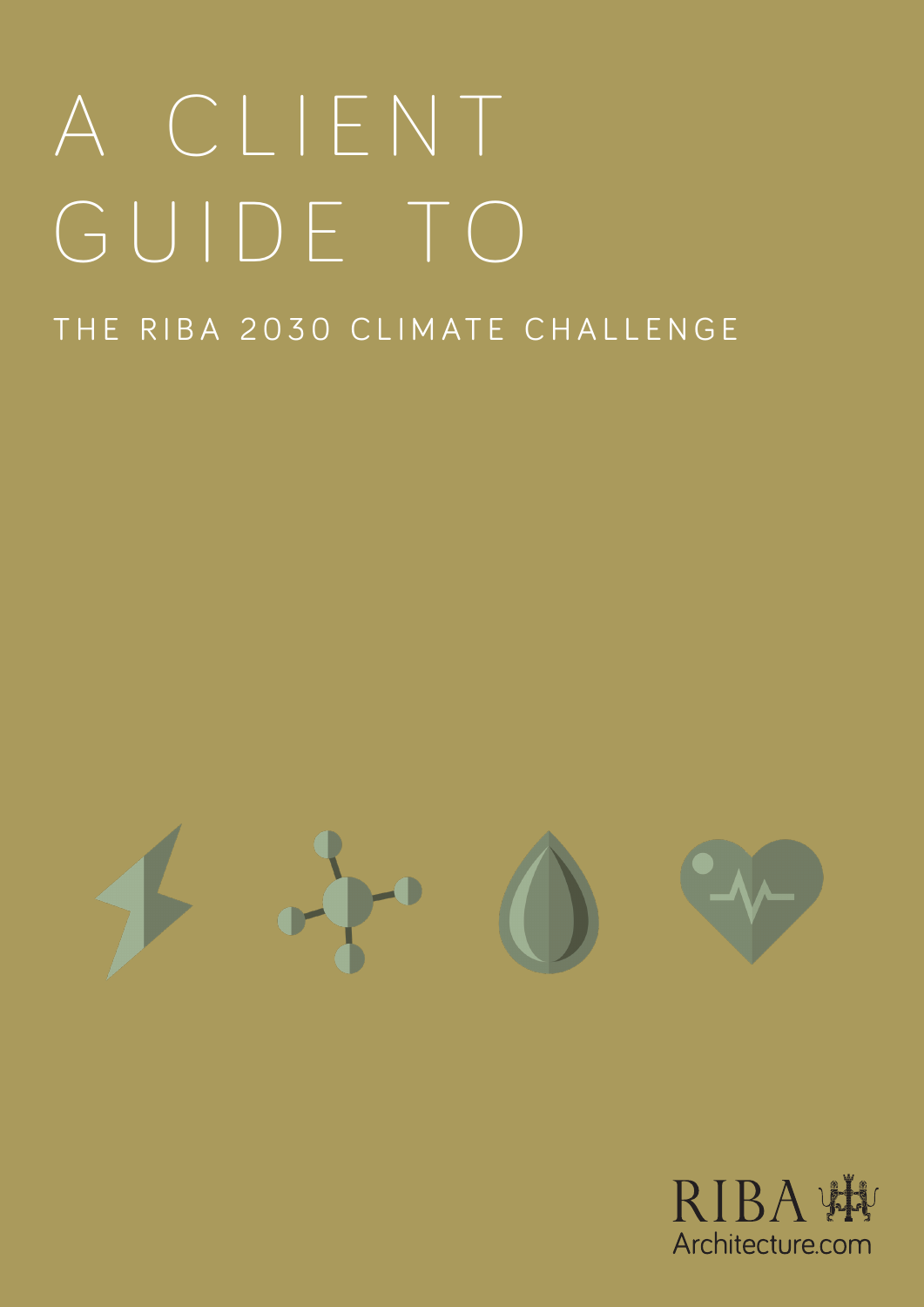# A CLIENT GUIDE TO

## THE RIBA 2030 CLIMATE CHALLENGE

RIBA
Architecture.com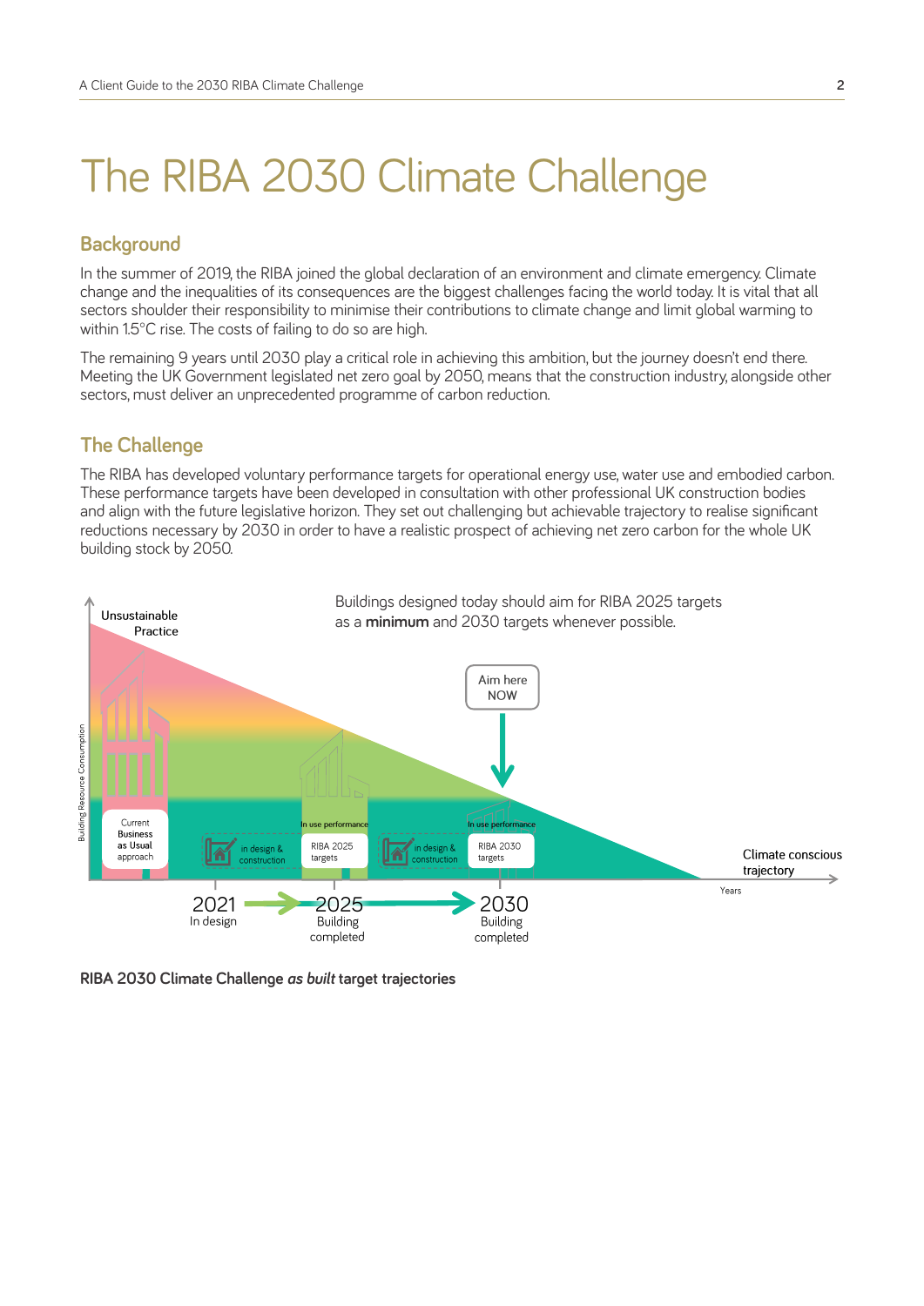# The RIBA 2030 Climate Challenge

## Background

In the summer of 2019, the RIBA joined the global declaration of an environment and climate emergency. Climate change and the inequalities of its consequences are the biggest challenges facing the world today. It is vital that all sectors shoulder their responsibility to minimise their contributions to climate change and limit global warming to within 1.5°C rise. The costs of failing to do so are high.

The remaining 9 years until 2030 play a critical role in achieving this ambition, but the journey doesn't end there. Meeting the UK Government legislated net zero goal by 2050, means that the construction industry, alongside other sectors, must deliver an unprecedented programme of carbon reduction.

## The Challenge

The RIBA has developed voluntary performance targets for operational energy use, water use and embodied carbon. These performance targets have been developed in consultation with other professional UK construction bodies and align with the future legislative horizon. They set out challenging but achievable trajectory to realise significant reductions necessary by 2030 in order to have a realistic prospect of achieving net zero carbon for the whole UK building stock by 2050.

Buildings designed today should aim for RIBA 2025 targets as a **minimum** and 2030 targets whenever possible.

Unsustainable Practice

Aim here NOW

Building Resource Consumption

Current Business as Usual approach

in design & construction

In use performance

RIBA 2025 targets

in design & construction

In use performance

RIBA 2030 targets

Climate conscious trajectory

Years

2021 In design

2025 Building completed

2030 Building completed

**RIBA 2030 Climate Challenge *as built* target trajectories**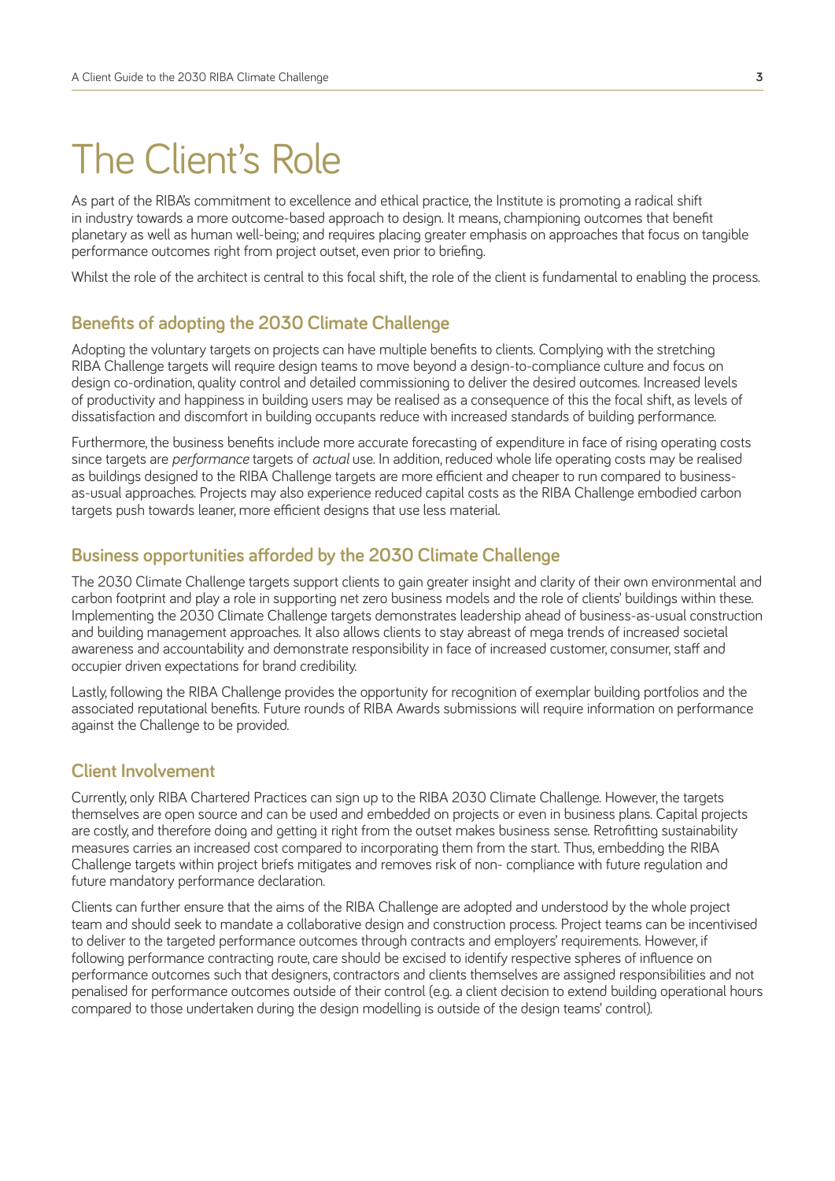# The Client's Role

As part of the RIBA's commitment to excellence and ethical practice, the Institute is promoting a radical shift in industry towards a more outcome-based approach to design. It means, championing outcomes that benefit planetary as well as human well-being; and requires placing greater emphasis on approaches that focus on tangible performance outcomes right from project outset, even prior to briefing.

Whilst the role of the architect is central to this focal shift, the role of the client is fundamental to enabling the process.

## Benefits of adopting the 2030 Climate Challenge

Adopting the voluntary targets on projects can have multiple benefits to clients. Complying with the stretching RIBA Challenge targets will require design teams to move beyond a design-to-compliance culture and focus on design co-ordination, quality control and detailed commissioning to deliver the desired outcomes. Increased levels of productivity and happiness in building users may be realised as a consequence of this the focal shift, as levels of dissatisfaction and discomfort in building occupants reduce with increased standards of building performance.

Furthermore, the business benefits include more accurate forecasting of expenditure in face of rising operating costs since targets are *performance* targets of *actual* use. In addition, reduced whole life operating costs may be realised as buildings designed to the RIBA Challenge targets are more efficient and cheaper to run compared to business-as-usual approaches. Projects may also experience reduced capital costs as the RIBA Challenge embodied carbon targets push towards leaner, more efficient designs that use less material.

## Business opportunities afforded by the 2030 Climate Challenge

The 2030 Climate Challenge targets support clients to gain greater insight and clarity of their own environmental and carbon footprint and play a role in supporting net zero business models and the role of clients' buildings within these. Implementing the 2030 Climate Challenge targets demonstrates leadership ahead of business-as-usual construction and building management approaches. It also allows clients to stay abreast of mega trends of increased societal awareness and accountability and demonstrate responsibility in face of increased customer, consumer, staff and occupier driven expectations for brand credibility.

Lastly, following the RIBA Challenge provides the opportunity for recognition of exemplar building portfolios and the associated reputational benefits. Future rounds of RIBA Awards submissions will require information on performance against the Challenge to be provided.

## Client Involvement

Currently, only RIBA Chartered Practices can sign up to the RIBA 2030 Climate Challenge. However, the targets themselves are open source and can be used and embedded on projects or even in business plans. Capital projects are costly, and therefore doing and getting it right from the outset makes business sense. Retrofitting sustainability measures carries an increased cost compared to incorporating them from the start. Thus, embedding the RIBA Challenge targets within project briefs mitigates and removes risk of non- compliance with future regulation and future mandatory performance declaration.

Clients can further ensure that the aims of the RIBA Challenge are adopted and understood by the whole project team and should seek to mandate a collaborative design and construction process. Project teams can be incentivised to deliver to the targeted performance outcomes through contracts and employers' requirements. However, if following performance contracting route, care should be excised to identify respective spheres of influence on performance outcomes such that designers, contractors and clients themselves are assigned responsibilities and not penalised for performance outcomes outside of their control (e.g. a client decision to extend building operational hours compared to those undertaken during the design modelling is outside of the design teams' control).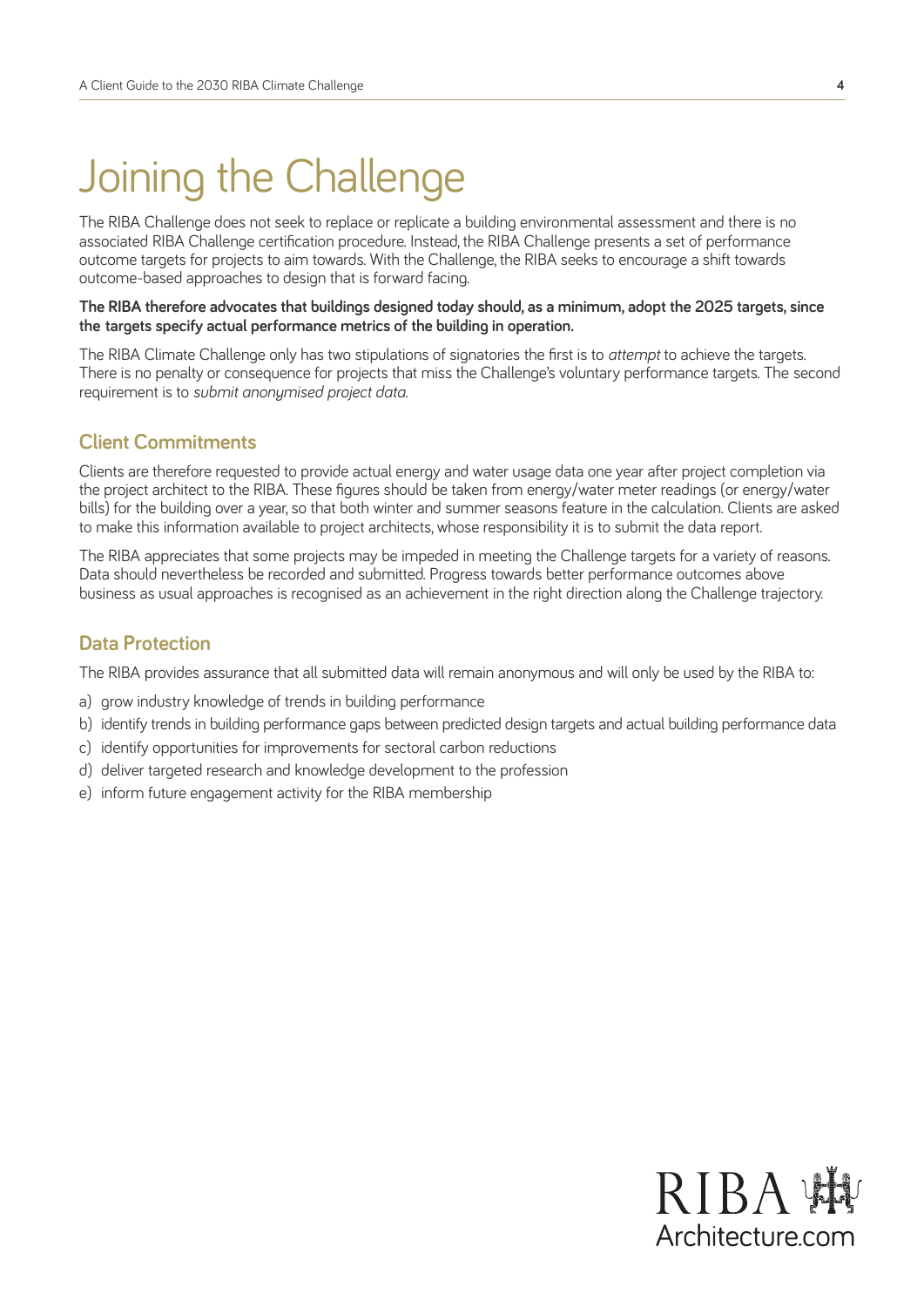# Joining the Challenge

The RIBA Challenge does not seek to replace or replicate a building environmental assessment and there is no associated RIBA Challenge certification procedure. Instead, the RIBA Challenge presents a set of performance outcome targets for projects to aim towards. With the Challenge, the RIBA seeks to encourage a shift towards outcome-based approaches to design that is forward facing.

**The RIBA therefore advocates that buildings designed today should, as a minimum, adopt the 2025 targets, since the targets specify actual performance metrics of the building in operation.**

The RIBA Climate Challenge only has two stipulations of signatories the first is to *attempt* to achieve the targets. There is no penalty or consequence for projects that miss the Challenge's voluntary performance targets. The second requirement is to *submit anonymised project data.*

## Client Commitments

Clients are therefore requested to provide actual energy and water usage data one year after project completion via the project architect to the RIBA. These figures should be taken from energy/water meter readings (or energy/water bills) for the building over a year, so that both winter and summer seasons feature in the calculation. Clients are asked to make this information available to project architects, whose responsibility it is to submit the data report.

The RIBA appreciates that some projects may be impeded in meeting the Challenge targets for a variety of reasons. Data should nevertheless be recorded and submitted. Progress towards better performance outcomes above business as usual approaches is recognised as an achievement in the right direction along the Challenge trajectory.

## Data Protection

The RIBA provides assurance that all submitted data will remain anonymous and will only be used by the RIBA to:

a) grow industry knowledge of trends in building performance
b) identify trends in building performance gaps between predicted design targets and actual building performance data
c) identify opportunities for improvements for sectoral carbon reductions
d) deliver targeted research and knowledge development to the profession
e) inform future engagement activity for the RIBA membership

RIBA
Architecture.com